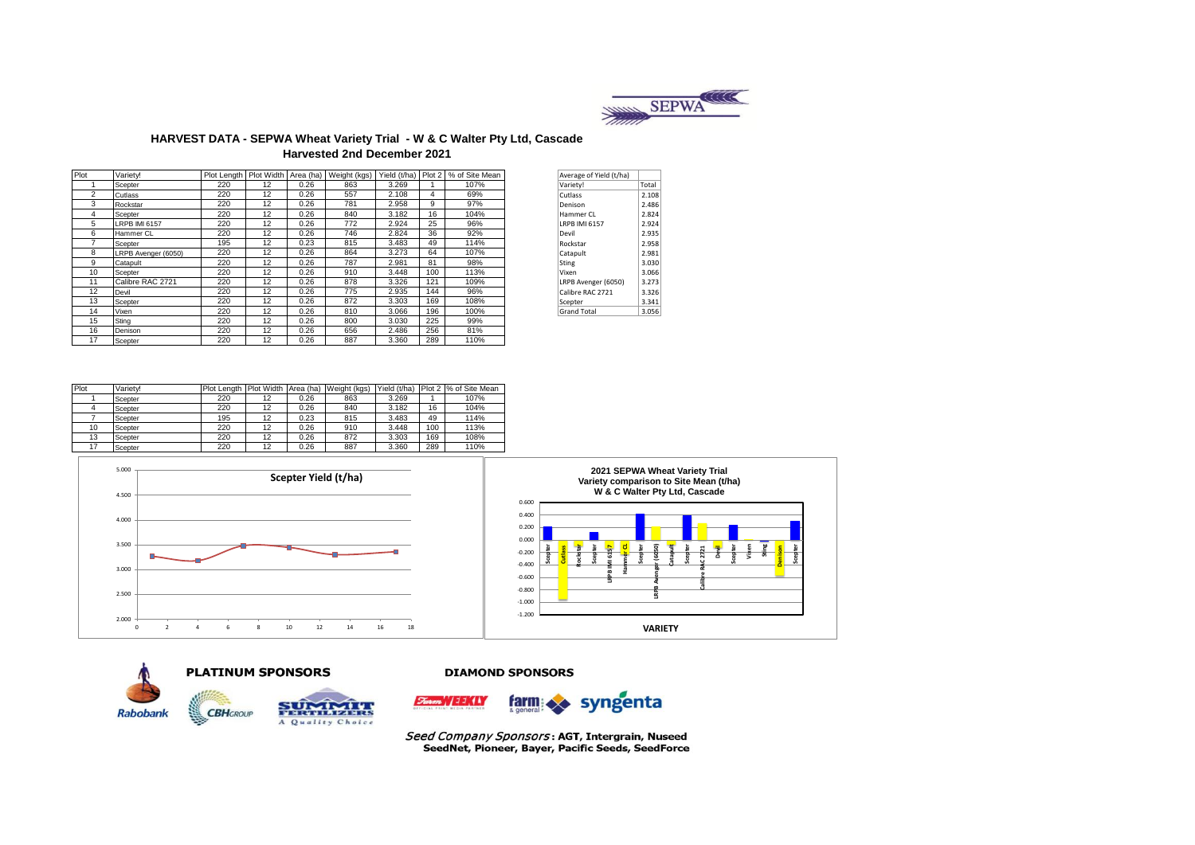# HARVEST DATA - SEPWA Wheat Variety Trial - W & C Walter Pty Ltd, Cascade

## Harvested 2nd December 2021

| Plot | Variety! | Plot Length | Plot Width | Area (ha) | Weight (kgs) | Yield (t/ha) | Plot 2 | % of Site Mean |
|---|---|---|---|---|---|---|---|---|
| 1 | Scepter | 220 | 12 | 0.26 | 863 | 3.269 | 1 | 107% |
| 2 | Cutlass | 220 | 12 | 0.26 | 557 | 2.108 | 4 | 69% |
| 3 | Rockstar | 220 | 12 | 0.26 | 781 | 2.958 | 9 | 97% |
| 4 | Scepter | 220 | 12 | 0.26 | 840 | 3.182 | 16 | 104% |
| 5 | LRPB IMI 6157 | 220 | 12 | 0.26 | 772 | 2.924 | 25 | 96% |
| 6 | Hammer CL | 220 | 12 | 0.26 | 746 | 2.824 | 36 | 92% |
| 7 | Scepter | 195 | 12 | 0.23 | 815 | 3.483 | 49 | 114% |
| 8 | LRPB Avenger (6050) | 220 | 12 | 0.26 | 864 | 3.273 | 64 | 107% |
| 9 | Catapult | 220 | 12 | 0.26 | 787 | 2.981 | 81 | 98% |
| 10 | Scepter | 220 | 12 | 0.26 | 910 | 3.448 | 100 | 113% |
| 11 | Calibre RAC 2721 | 220 | 12 | 0.26 | 878 | 3.326 | 121 | 109% |
| 12 | Devil | 220 | 12 | 0.26 | 775 | 2.935 | 144 | 96% |
| 13 | Scepter | 220 | 12 | 0.26 | 872 | 3.303 | 169 | 108% |
| 14 | Vixen | 220 | 12 | 0.26 | 810 | 3.066 | 196 | 100% |
| 15 | Sting | 220 | 12 | 0.26 | 800 | 3.030 | 225 | 99% |
| 16 | Denison | 220 | 12 | 0.26 | 656 | 2.486 | 256 | 81% |
| 17 | Scepter | 220 | 12 | 0.26 | 887 | 3.360 | 289 | 110% |

| Average of Yield (t/ha) | |
|---|---|
| Variety! | Total |
| Cutlass | 2.108 |
| Denison | 2.486 |
| Hammer CL | 2.824 |
| LRPB IMI 6157 | 2.924 |
| Devil | 2.935 |
| Rockstar | 2.958 |
| Catapult | 2.981 |
| Sting | 3.030 |
| Vixen | 3.066 |
| LRPB Avenger (6050) | 3.273 |
| Calibre RAC 2721 | 3.326 |
| Scepter | 3.341 |
| Grand Total | 3.056 |

| Plot | Variety! | Plot Length | Plot Width | Area (ha) | Weight (kgs) | Yield (t/ha) | Plot 2 | % of Site Mean |
|---|---|---|---|---|---|---|---|---|
| 1 | Scepter | 220 | 12 | 0.26 | 863 | 3.269 | 1 | 107% |
| 4 | Scepter | 220 | 12 | 0.26 | 840 | 3.182 | 16 | 104% |
| 7 | Scepter | 195 | 12 | 0.23 | 815 | 3.483 | 49 | 114% |
| 10 | Scepter | 220 | 12 | 0.26 | 910 | 3.448 | 100 | 113% |
| 13 | Scepter | 220 | 12 | 0.26 | 872 | 3.303 | 169 | 108% |
| 17 | Scepter | 220 | 12 | 0.26 | 887 | 3.360 | 289 | 110% |

**Scepter Yield (t/ha)**

**2021 SEPWA Wheat Variety Trial**
**Variety comparison to Site Mean (t/ha)**
**W & C Walter Pty Ltd, Cascade**

**PLATINUM SPONSORS**

Rabobank, CBH Group, Summit Fertilizers – A Quality Choice

**DIAMOND SPONSORS**

Farm Weekly, farm & general, syngenta

*Seed Company Sponsors*: **AGT, Intergrain, Nuseed SeedNet, Pioneer, Bayer, Pacific Seeds, SeedForce**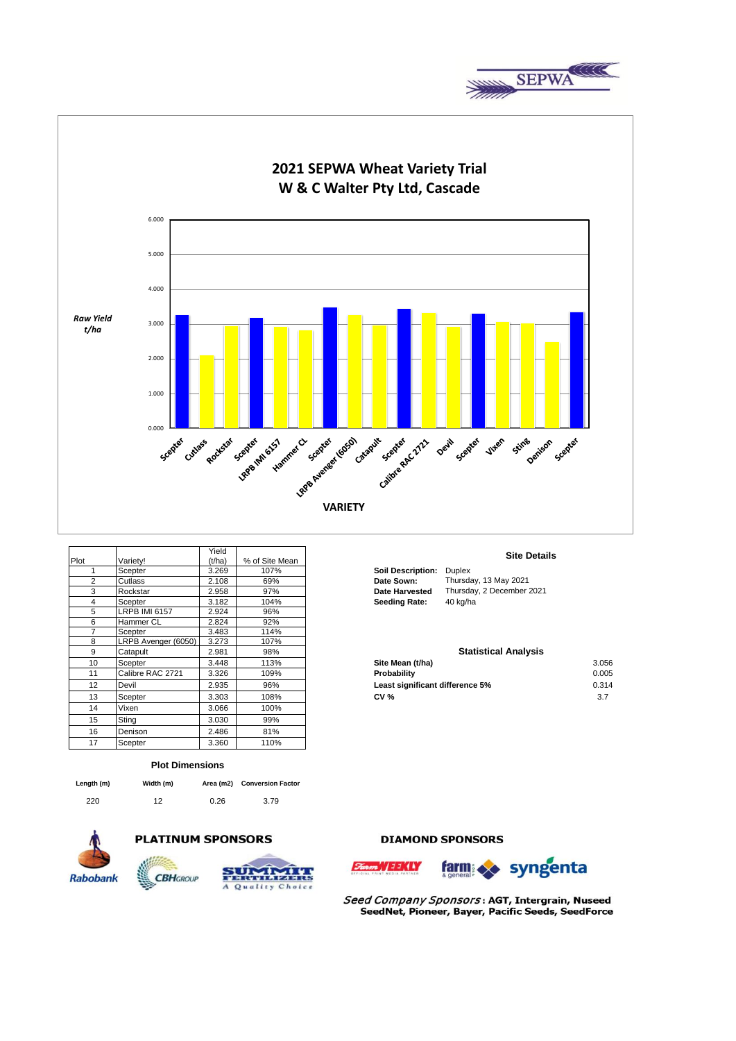# 2021 SEPWA Wheat Variety Trial
## W & C Walter Pty Ltd, Cascade

Raw Yield t/ha

VARIETY

| Plot | Variety! | Yield (t/ha) | % of Site Mean |
|---|---|---|---|
| 1 | Scepter | 3.269 | 107% |
| 2 | Cutlass | 2.108 | 69% |
| 3 | Rockstar | 2.958 | 97% |
| 4 | Scepter | 3.182 | 104% |
| 5 | LRPB IMI 6157 | 2.924 | 96% |
| 6 | Hammer CL | 2.824 | 92% |
| 7 | Scepter | 3.483 | 114% |
| 8 | LRPB Avenger (6050) | 3.273 | 107% |
| 9 | Catapult | 2.981 | 98% |
| 10 | Scepter | 3.448 | 113% |
| 11 | Calibre RAC 2721 | 3.326 | 109% |
| 12 | Devil | 2.935 | 96% |
| 13 | Scepter | 3.303 | 108% |
| 14 | Vixen | 3.066 | 100% |
| 15 | Sting | 3.030 | 99% |
| 16 | Denison | 2.486 | 81% |
| 17 | Scepter | 3.360 | 110% |

### Plot Dimensions

| Length (m) | Width (m) | Area (m2) | Conversion Factor |
|---|---|---|---|
| 220 | 12 | 0.26 | 3.79 |

### Site Details

**Soil Description:** Duplex
**Date Sown:** Thursday, 13 May 2021
**Date Harvested** Thursday, 2 December 2021
**Seeding Rate:** 40 kg/ha

### Statistical Analysis

| | |
|---|---|
| **Site Mean (t/ha)** | 3.056 |
| **Probability** | 0.005 |
| **Least significant difference 5%** | 0.314 |
| **CV %** | 3.7 |

**PLATINUM SPONSORS**

Rabobank, CBH Group, Summit Fertilizers – A Quality Choice

**DIAMOND SPONSORS**

Farm Weekly, farm & general, syngenta

*Seed Company Sponsors*: **AGT, Intergrain, Nuseed SeedNet, Pioneer, Bayer, Pacific Seeds, SeedForce**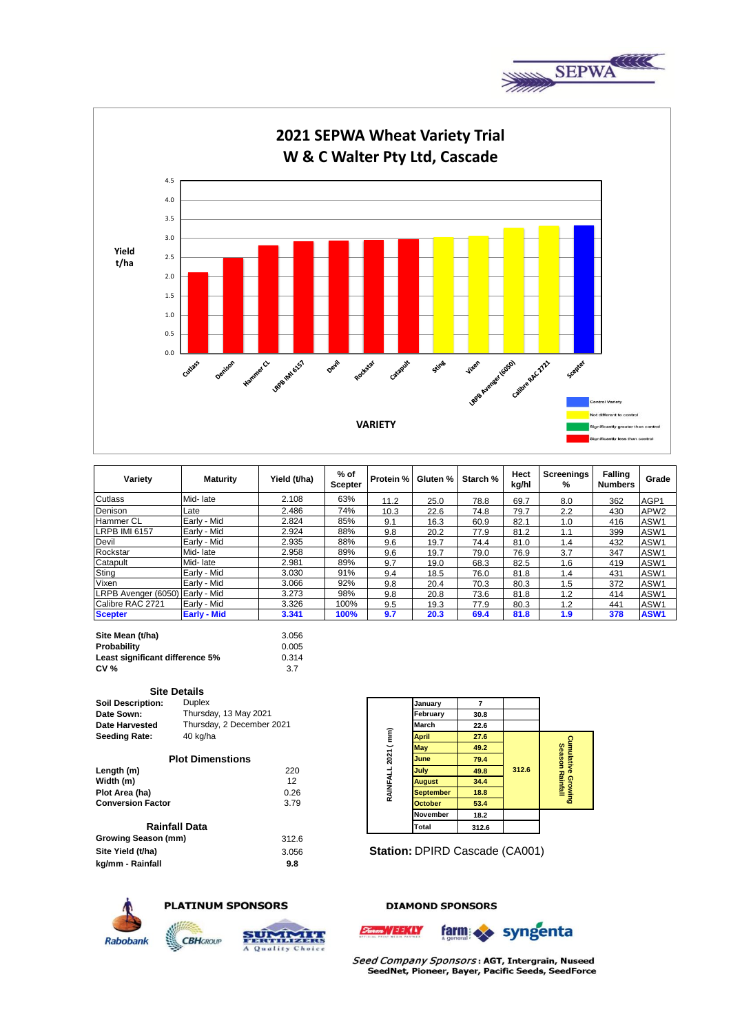# 2021 SEPWA Wheat Variety Trial
## W & C Walter Pty Ltd, Cascade

Yield t/ha

4.5
4.0
3.5
3.0
2.5
2.0
1.5
1.0
0.5
0.0

Cutlass
Denison
Hammer CL
LRPB IMI 6157
Devil
Rockstar
Catapult
Sting
Vixen
LRPB Avenger (6050)
Calibre RAC 2721
Scepter

VARIETY

Control Variety
Not different to control
Significantly greater than control
Significantly less than control

| Variety | Maturity | Yield (t/ha) | % of Scepter | Protein % | Gluten % | Starch % | Hect kg/hl | Screenings % | Falling Numbers | Grade |
|---|---|---|---|---|---|---|---|---|---|---|
| Cutlass | Mid- late | 2.108 | 63% | 11.2 | 25.0 | 78.8 | 69.7 | 8.0 | 362 | AGP1 |
| Denison | Late | 2.486 | 74% | 10.3 | 22.6 | 74.8 | 79.7 | 2.2 | 430 | APW2 |
| Hammer CL | Early - Mid | 2.824 | 85% | 9.1 | 16.3 | 60.9 | 82.1 | 1.0 | 416 | ASW1 |
| LRPB IMI 6157 | Early - Mid | 2.924 | 88% | 9.8 | 20.2 | 77.9 | 81.2 | 1.1 | 399 | ASW1 |
| Devil | Early - Mid | 2.935 | 88% | 9.6 | 19.7 | 74.4 | 81.0 | 1.4 | 432 | ASW1 |
| Rockstar | Mid- late | 2.958 | 89% | 9.6 | 19.7 | 79.0 | 76.9 | 3.7 | 347 | ASW1 |
| Catapult | Mid- late | 2.981 | 89% | 9.7 | 19.0 | 68.3 | 82.5 | 1.6 | 419 | ASW1 |
| Sting | Early - Mid | 3.030 | 91% | 9.4 | 18.5 | 76.0 | 81.8 | 1.4 | 431 | ASW1 |
| Vixen | Early - Mid | 3.066 | 92% | 9.8 | 20.4 | 70.3 | 80.3 | 1.5 | 372 | ASW1 |
| LRPB Avenger (6050) | Early - Mid | 3.273 | 98% | 9.8 | 20.8 | 73.6 | 81.8 | 1.2 | 414 | ASW1 |
| Calibre RAC 2721 | Early - Mid | 3.326 | 100% | 9.5 | 19.3 | 77.9 | 80.3 | 1.2 | 441 | ASW1 |
| **Scepter** | **Early - Mid** | **3.341** | **100%** | **9.7** | **20.3** | **69.4** | **81.8** | **1.9** | **378** | **ASW1** |

| | |
|---|---|
| **Site Mean (t/ha)** | 3.056 |
| **Probability** | 0.005 |
| **Least significant difference 5%** | 0.314 |
| **CV %** | 3.7 |

### Site Details

| | |
|---|---|
| **Soil Description:** | Duplex |
| **Date Sown:** | Thursday, 13 May 2021 |
| **Date Harvested** | Thursday, 2 December 2021 |
| **Seeding Rate:** | 40 kg/ha |

### Plot Dimenstions

| | |
|---|---|
| **Length (m)** | 220 |
| **Width (m)** | 12 |
| **Plot Area (ha)** | 0.26 |
| **Conversion Factor** | 3.79 |

### Rainfall Data

| | |
|---|---|
| **Growing Season (mm)** | 312.6 |
| **Site Yield (t/ha)** | 3.056 |
| **kg/mm - Rainfall** | **9.8** |

| RAINFALL 2021 ( mm) | Month | mm | Cumulative Growing Season Rainfall |
|---|---|---|---|
| | January | 7 | |
| | February | 30.8 | |
| | March | 22.6 | |
| | April | 27.6 | 312.6 |
| | May | 49.2 | |
| | June | 79.4 | |
| | July | 49.8 | |
| | August | 34.4 | |
| | September | 18.8 | |
| | October | 53.4 | |
| | November | 18.2 | |
| | Total | 312.6 | |

**Station:** DPIRD Cascade (CA001)

**PLATINUM SPONSORS**

Rabobank, CBH Group, Summit Fertilizers – A Quality Choice

**DIAMOND SPONSORS**

Farm Weekly, farm & general, syngenta

*Seed Company Sponsors*: **AGT, Intergrain, Nuseed SeedNet, Pioneer, Bayer, Pacific Seeds, SeedForce**